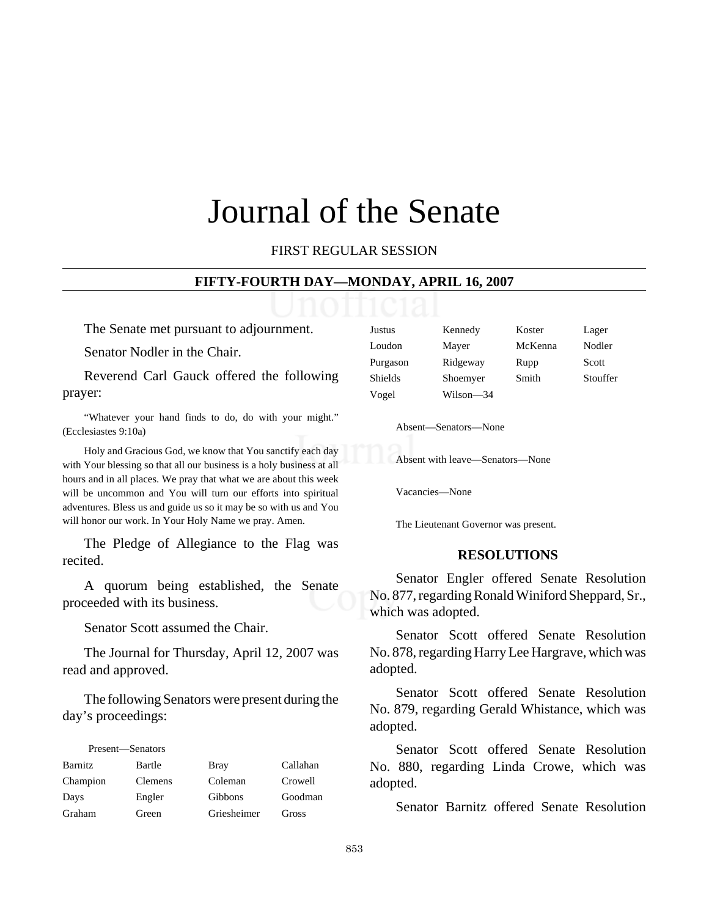# Journal of the Senate

FIRST REGULAR SESSION

## FIFTY-FOURTH DAY—MONDAY, APRIL 16, 2007

The Senate met pursuant to adjournment.

Senator Nodler in the Chair.

Reverend Carl Gauck offered the following prayer:

"Whatever your hand finds to do, do with your might." (Ecclesiastes 9:10a)

Holy and Gracious God, we know that You sanctify each day with Your blessing so that all our business is a holy business at all hours and in all places. We pray that what we are about this week will be uncommon and You will turn our efforts into spiritual adventures. Bless us and guide us so it may be so with us and You will honor our work. In Your Holy Name we pray. Amen.

The Pledge of Allegiance to the Flag was recited.

A quorum being established, the Senate proceeded with its business.

Senator Scott assumed the Chair.

The Journal for Thursday, April 12, 2007 was read and approved.

The following Senators were present during the day's proceedings:

Present—Senators

| | | | |
|---|---|---|---|
| Barnitz | Bartle | Bray | Callahan |
| Champion | Clemens | Coleman | Crowell |
| Days | Engler | Gibbons | Goodman |
| Graham | Green | Griesheimer | Gross |
| Justus | Kennedy | Koster | Lager |
| Loudon | Mayer | McKenna | Nodler |
| Purgason | Ridgeway | Rupp | Scott |
| Shields | Shoemyer | Smith | Stouffer |
| Vogel | Wilson—34 | | |

Absent—Senators—None

Absent with leave—Senators—None

Vacancies—None

The Lieutenant Governor was present.

## RESOLUTIONS

Senator Engler offered Senate Resolution No. 877, regarding Ronald Winiford Sheppard, Sr., which was adopted.

Senator Scott offered Senate Resolution No. 878, regarding Harry Lee Hargrave, which was adopted.

Senator Scott offered Senate Resolution No. 879, regarding Gerald Whistance, which was adopted.

Senator Scott offered Senate Resolution No. 880, regarding Linda Crowe, which was adopted.

Senator Barnitz offered Senate Resolution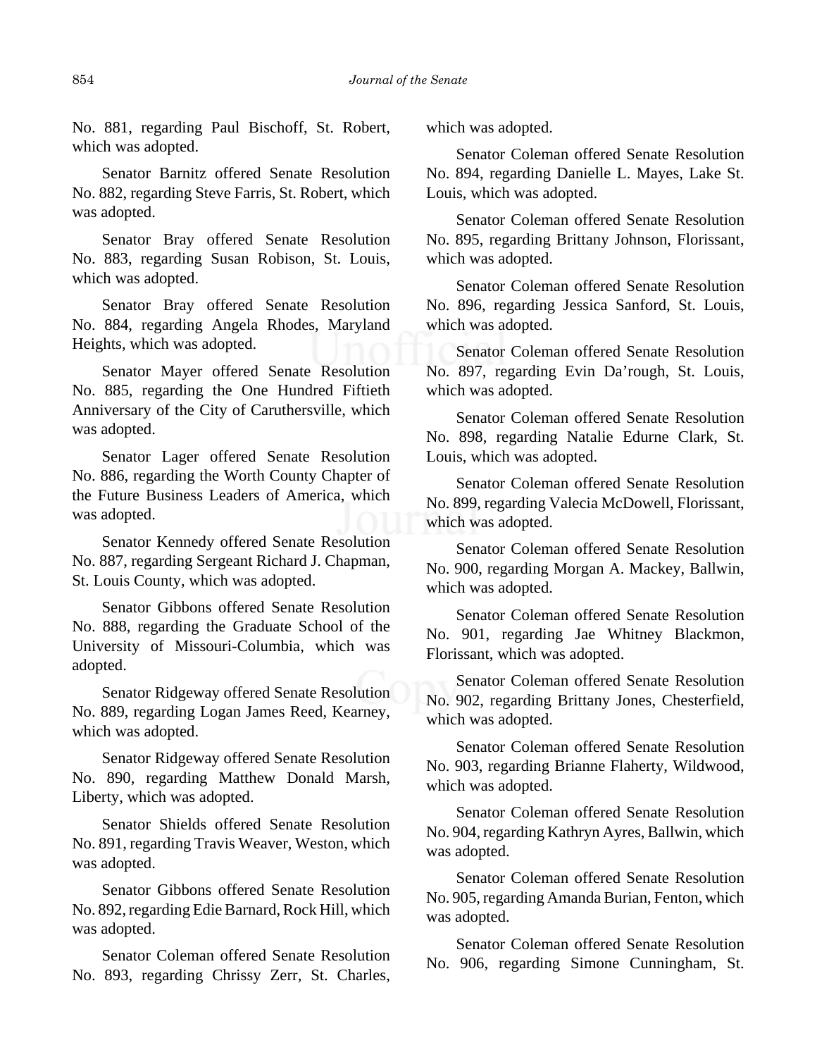No. 881, regarding Paul Bischoff, St. Robert, which was adopted.

Senator Barnitz offered Senate Resolution No. 882, regarding Steve Farris, St. Robert, which was adopted.

Senator Bray offered Senate Resolution No. 883, regarding Susan Robison, St. Louis, which was adopted.

Senator Bray offered Senate Resolution No. 884, regarding Angela Rhodes, Maryland Heights, which was adopted.

Senator Mayer offered Senate Resolution No. 885, regarding the One Hundred Fiftieth Anniversary of the City of Caruthersville, which was adopted.

Senator Lager offered Senate Resolution No. 886, regarding the Worth County Chapter of the Future Business Leaders of America, which was adopted.

Senator Kennedy offered Senate Resolution No. 887, regarding Sergeant Richard J. Chapman, St. Louis County, which was adopted.

Senator Gibbons offered Senate Resolution No. 888, regarding the Graduate School of the University of Missouri-Columbia, which was adopted.

Senator Ridgeway offered Senate Resolution No. 889, regarding Logan James Reed, Kearney, which was adopted.

Senator Ridgeway offered Senate Resolution No. 890, regarding Matthew Donald Marsh, Liberty, which was adopted.

Senator Shields offered Senate Resolution No. 891, regarding Travis Weaver, Weston, which was adopted.

Senator Gibbons offered Senate Resolution No. 892, regarding Edie Barnard, Rock Hill, which was adopted.

Senator Coleman offered Senate Resolution No. 893, regarding Chrissy Zerr, St. Charles, which was adopted.

Senator Coleman offered Senate Resolution No. 894, regarding Danielle L. Mayes, Lake St. Louis, which was adopted.

Senator Coleman offered Senate Resolution No. 895, regarding Brittany Johnson, Florissant, which was adopted.

Senator Coleman offered Senate Resolution No. 896, regarding Jessica Sanford, St. Louis, which was adopted.

Senator Coleman offered Senate Resolution No. 897, regarding Evin Da'rough, St. Louis, which was adopted.

Senator Coleman offered Senate Resolution No. 898, regarding Natalie Edurne Clark, St. Louis, which was adopted.

Senator Coleman offered Senate Resolution No. 899, regarding Valecia McDowell, Florissant, which was adopted.

Senator Coleman offered Senate Resolution No. 900, regarding Morgan A. Mackey, Ballwin, which was adopted.

Senator Coleman offered Senate Resolution No. 901, regarding Jae Whitney Blackmon, Florissant, which was adopted.

Senator Coleman offered Senate Resolution No. 902, regarding Brittany Jones, Chesterfield, which was adopted.

Senator Coleman offered Senate Resolution No. 903, regarding Brianne Flaherty, Wildwood, which was adopted.

Senator Coleman offered Senate Resolution No. 904, regarding Kathryn Ayres, Ballwin, which was adopted.

Senator Coleman offered Senate Resolution No. 905, regarding Amanda Burian, Fenton, which was adopted.

Senator Coleman offered Senate Resolution No. 906, regarding Simone Cunningham, St.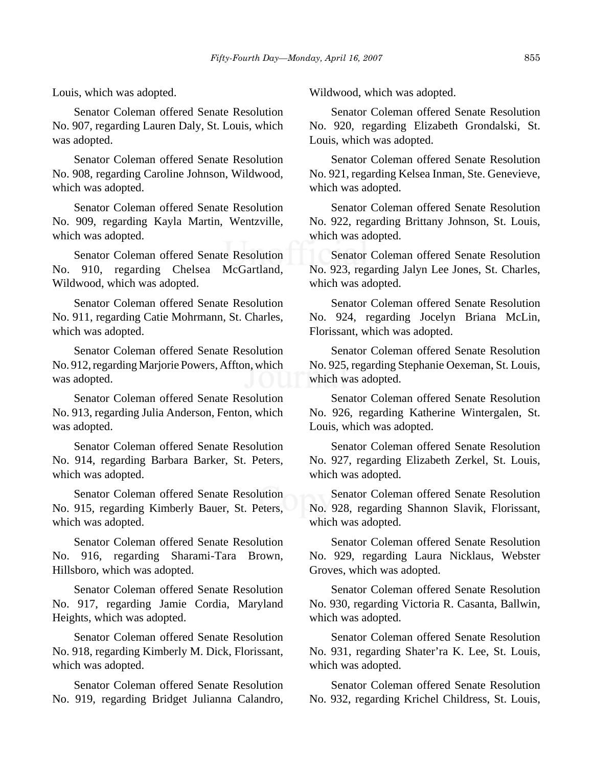Louis, which was adopted.

Senator Coleman offered Senate Resolution No. 907, regarding Lauren Daly, St. Louis, which was adopted.

Senator Coleman offered Senate Resolution No. 908, regarding Caroline Johnson, Wildwood, which was adopted.

Senator Coleman offered Senate Resolution No. 909, regarding Kayla Martin, Wentzville, which was adopted.

Senator Coleman offered Senate Resolution No. 910, regarding Chelsea McGartland, Wildwood, which was adopted.

Senator Coleman offered Senate Resolution No. 911, regarding Catie Mohrmann, St. Charles, which was adopted.

Senator Coleman offered Senate Resolution No. 912, regarding Marjorie Powers, Affton, which was adopted.

Senator Coleman offered Senate Resolution No. 913, regarding Julia Anderson, Fenton, which was adopted.

Senator Coleman offered Senate Resolution No. 914, regarding Barbara Barker, St. Peters, which was adopted.

Senator Coleman offered Senate Resolution No. 915, regarding Kimberly Bauer, St. Peters, which was adopted.

Senator Coleman offered Senate Resolution No. 916, regarding Sharami-Tara Brown, Hillsboro, which was adopted.

Senator Coleman offered Senate Resolution No. 917, regarding Jamie Cordia, Maryland Heights, which was adopted.

Senator Coleman offered Senate Resolution No. 918, regarding Kimberly M. Dick, Florissant, which was adopted.

Senator Coleman offered Senate Resolution No. 919, regarding Bridget Julianna Calandro, Wildwood, which was adopted.

Senator Coleman offered Senate Resolution No. 920, regarding Elizabeth Grondalski, St. Louis, which was adopted.

Senator Coleman offered Senate Resolution No. 921, regarding Kelsea Inman, Ste. Genevieve, which was adopted.

Senator Coleman offered Senate Resolution No. 922, regarding Brittany Johnson, St. Louis, which was adopted.

Senator Coleman offered Senate Resolution No. 923, regarding Jalyn Lee Jones, St. Charles, which was adopted.

Senator Coleman offered Senate Resolution No. 924, regarding Jocelyn Briana McLin, Florissant, which was adopted.

Senator Coleman offered Senate Resolution No. 925, regarding Stephanie Oexeman, St. Louis, which was adopted.

Senator Coleman offered Senate Resolution No. 926, regarding Katherine Wintergalen, St. Louis, which was adopted.

Senator Coleman offered Senate Resolution No. 927, regarding Elizabeth Zerkel, St. Louis, which was adopted.

Senator Coleman offered Senate Resolution No. 928, regarding Shannon Slavik, Florissant, which was adopted.

Senator Coleman offered Senate Resolution No. 929, regarding Laura Nicklaus, Webster Groves, which was adopted.

Senator Coleman offered Senate Resolution No. 930, regarding Victoria R. Casanta, Ballwin, which was adopted.

Senator Coleman offered Senate Resolution No. 931, regarding Shater'ra K. Lee, St. Louis, which was adopted.

Senator Coleman offered Senate Resolution No. 932, regarding Krichel Childress, St. Louis,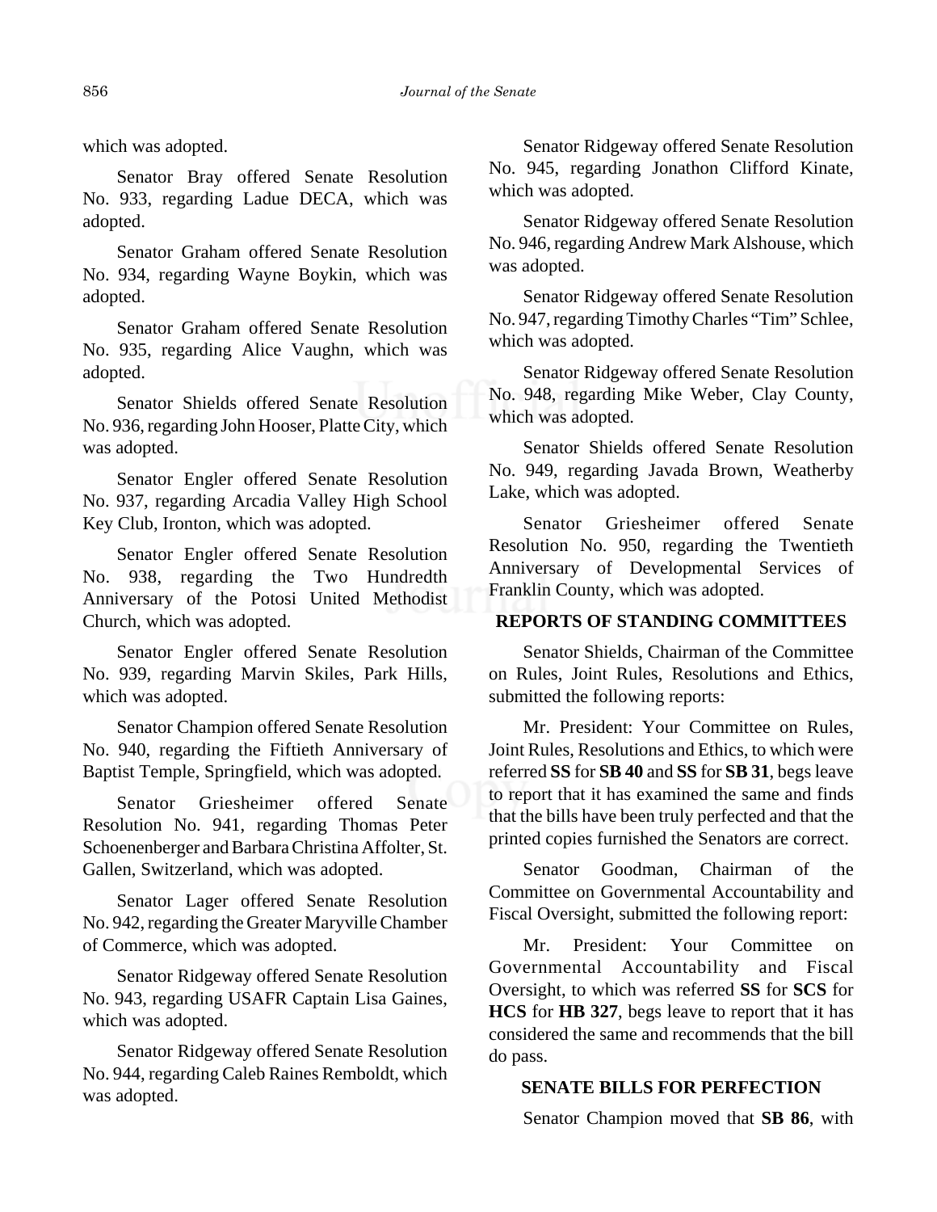which was adopted.

Senator Bray offered Senate Resolution No. 933, regarding Ladue DECA, which was adopted.

Senator Graham offered Senate Resolution No. 934, regarding Wayne Boykin, which was adopted.

Senator Graham offered Senate Resolution No. 935, regarding Alice Vaughn, which was adopted.

Senator Shields offered Senate Resolution No. 936, regarding John Hooser, Platte City, which was adopted.

Senator Engler offered Senate Resolution No. 937, regarding Arcadia Valley High School Key Club, Ironton, which was adopted.

Senator Engler offered Senate Resolution No. 938, regarding the Two Hundredth Anniversary of the Potosi United Methodist Church, which was adopted.

Senator Engler offered Senate Resolution No. 939, regarding Marvin Skiles, Park Hills, which was adopted.

Senator Champion offered Senate Resolution No. 940, regarding the Fiftieth Anniversary of Baptist Temple, Springfield, which was adopted.

Senator Griesheimer offered Senate Resolution No. 941, regarding Thomas Peter Schoenenberger and Barbara Christina Affolter, St. Gallen, Switzerland, which was adopted.

Senator Lager offered Senate Resolution No. 942, regarding the Greater Maryville Chamber of Commerce, which was adopted.

Senator Ridgeway offered Senate Resolution No. 943, regarding USAFR Captain Lisa Gaines, which was adopted.

Senator Ridgeway offered Senate Resolution No. 944, regarding Caleb Raines Remboldt, which was adopted.

Senator Ridgeway offered Senate Resolution No. 945, regarding Jonathon Clifford Kinate, which was adopted.

Senator Ridgeway offered Senate Resolution No. 946, regarding Andrew Mark Alshouse, which was adopted.

Senator Ridgeway offered Senate Resolution No. 947, regarding Timothy Charles "Tim" Schlee, which was adopted.

Senator Ridgeway offered Senate Resolution No. 948, regarding Mike Weber, Clay County, which was adopted.

Senator Shields offered Senate Resolution No. 949, regarding Javada Brown, Weatherby Lake, which was adopted.

Senator Griesheimer offered Senate Resolution No. 950, regarding the Twentieth Anniversary of Developmental Services of Franklin County, which was adopted.

## REPORTS OF STANDING COMMITTEES

Senator Shields, Chairman of the Committee on Rules, Joint Rules, Resolutions and Ethics, submitted the following reports:

Mr. President: Your Committee on Rules, Joint Rules, Resolutions and Ethics, to which were referred **SS** for **SB 40** and **SS** for **SB 31**, begs leave to report that it has examined the same and finds that the bills have been truly perfected and that the printed copies furnished the Senators are correct.

Senator Goodman, Chairman of the Committee on Governmental Accountability and Fiscal Oversight, submitted the following report:

Mr. President: Your Committee on Governmental Accountability and Fiscal Oversight, to which was referred **SS** for **SCS** for **HCS** for **HB 327**, begs leave to report that it has considered the same and recommends that the bill do pass.

## SENATE BILLS FOR PERFECTION

Senator Champion moved that **SB 86**, with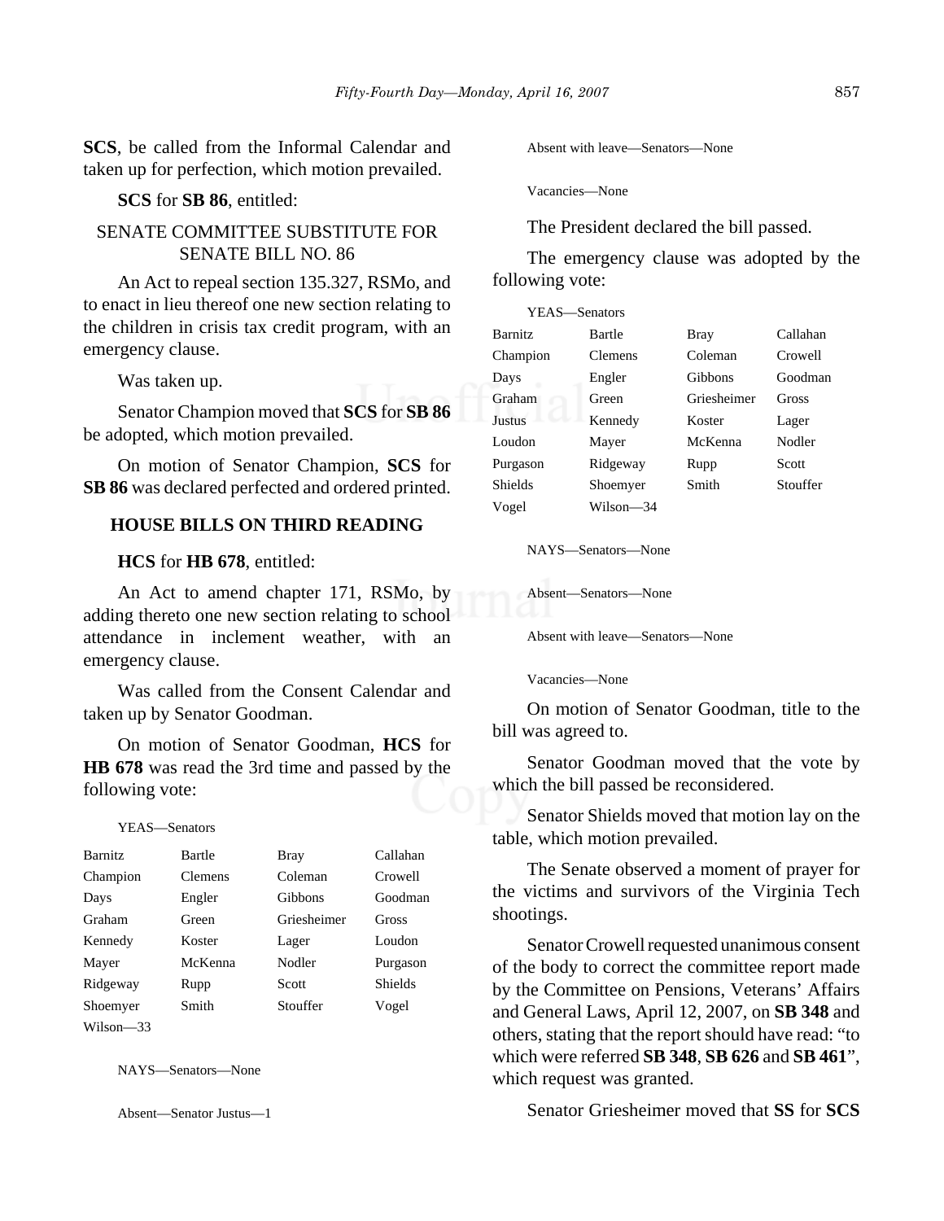**SCS**, be called from the Informal Calendar and taken up for perfection, which motion prevailed.

**SCS** for **SB 86**, entitled:

SENATE COMMITTEE SUBSTITUTE FOR SENATE BILL NO. 86

An Act to repeal section 135.327, RSMo, and to enact in lieu thereof one new section relating to the children in crisis tax credit program, with an emergency clause.

Was taken up.

Senator Champion moved that **SCS** for **SB 86** be adopted, which motion prevailed.

On motion of Senator Champion, **SCS** for **SB 86** was declared perfected and ordered printed.

## HOUSE BILLS ON THIRD READING

**HCS** for **HB 678**, entitled:

An Act to amend chapter 171, RSMo, by adding thereto one new section relating to school attendance in inclement weather, with an emergency clause.

Was called from the Consent Calendar and taken up by Senator Goodman.

On motion of Senator Goodman, **HCS** for **HB 678** was read the 3rd time and passed by the following vote:

YEAS—Senators

| | | | |
|---|---|---|---|
| Barnitz | Bartle | Bray | Callahan |
| Champion | Clemens | Coleman | Crowell |
| Days | Engler | Gibbons | Goodman |
| Graham | Green | Griesheimer | Gross |
| Kennedy | Koster | Lager | Loudon |
| Mayer | McKenna | Nodler | Purgason |
| Ridgeway | Rupp | Scott | Shields |
| Shoemyer | Smith | Stouffer | Vogel |
| Wilson—33 | | | |

NAYS—Senators—None

Absent—Senator Justus—1

Absent with leave—Senators—None

Vacancies—None

The President declared the bill passed.

The emergency clause was adopted by the following vote:

YEAS—Senators

| | | | |
|---|---|---|---|
| Barnitz | Bartle | Bray | Callahan |
| Champion | Clemens | Coleman | Crowell |
| Days | Engler | Gibbons | Goodman |
| Graham | Green | Griesheimer | Gross |
| Justus | Kennedy | Koster | Lager |
| Loudon | Mayer | McKenna | Nodler |
| Purgason | Ridgeway | Rupp | Scott |
| Shields | Shoemyer | Smith | Stouffer |
| Vogel | Wilson—34 | | |

NAYS—Senators—None

Absent—Senators—None

Absent with leave—Senators—None

Vacancies—None

On motion of Senator Goodman, title to the bill was agreed to.

Senator Goodman moved that the vote by which the bill passed be reconsidered.

Senator Shields moved that motion lay on the table, which motion prevailed.

The Senate observed a moment of prayer for the victims and survivors of the Virginia Tech shootings.

Senator Crowell requested unanimous consent of the body to correct the committee report made by the Committee on Pensions, Veterans' Affairs and General Laws, April 12, 2007, on **SB 348** and others, stating that the report should have read: "to which were referred **SB 348**, **SB 626** and **SB 461**", which request was granted.

Senator Griesheimer moved that **SS** for **SCS**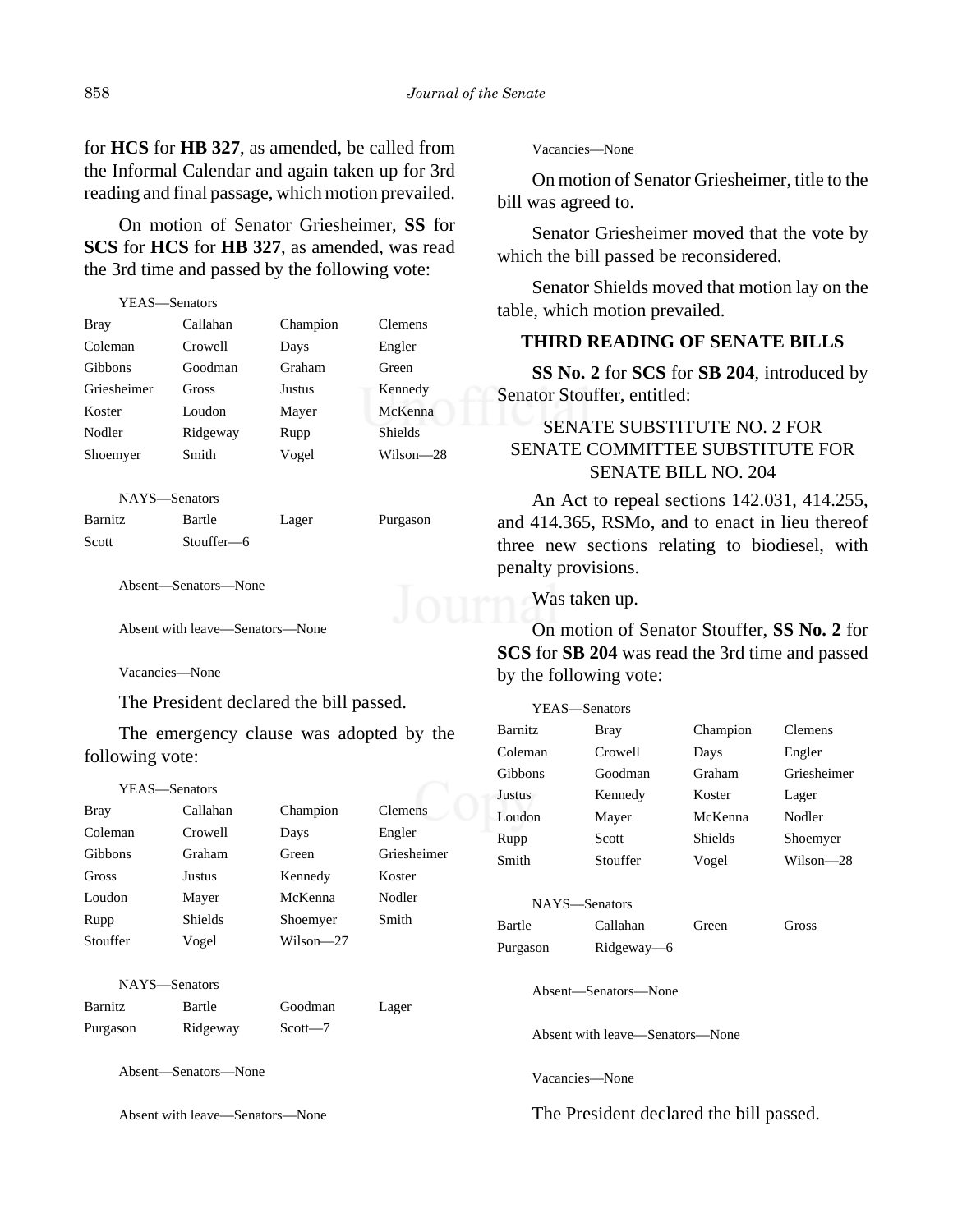for **HCS** for **HB 327**, as amended, be called from the Informal Calendar and again taken up for 3rd reading and final passage, which motion prevailed.

On motion of Senator Griesheimer, **SS** for **SCS** for **HCS** for **HB 327**, as amended, was read the 3rd time and passed by the following vote:

YEAS—Senators

| | | | |
|---|---|---|---|
| Bray | Callahan | Champion | Clemens |
| Coleman | Crowell | Days | Engler |
| Gibbons | Goodman | Graham | Green |
| Griesheimer | Gross | Justus | Kennedy |
| Koster | Loudon | Mayer | McKenna |
| Nodler | Ridgeway | Rupp | Shields |
| Shoemyer | Smith | Vogel | Wilson—28 |

NAYS—Senators

| | | | |
|---|---|---|---|
| Barnitz | Bartle | Lager | Purgason |
| Scott | Stouffer—6 | | |

Absent—Senators—None

Absent with leave—Senators—None

Vacancies—None

The President declared the bill passed.

The emergency clause was adopted by the following vote:

YEAS—Senators

| | | | |
|---|---|---|---|
| Bray | Callahan | Champion | Clemens |
| Coleman | Crowell | Days | Engler |
| Gibbons | Graham | Green | Griesheimer |
| Gross | Justus | Kennedy | Koster |
| Loudon | Mayer | McKenna | Nodler |
| Rupp | Shields | Shoemyer | Smith |
| Stouffer | Vogel | Wilson—27 | |

NAYS—Senators

| | | | |
|---|---|---|---|
| Barnitz | Bartle | Goodman | Lager |
| Purgason | Ridgeway | Scott—7 | |

Absent—Senators—None

Absent with leave—Senators—None

Vacancies—None

On motion of Senator Griesheimer, title to the bill was agreed to.

Senator Griesheimer moved that the vote by which the bill passed be reconsidered.

Senator Shields moved that motion lay on the table, which motion prevailed.

## THIRD READING OF SENATE BILLS

**SS No. 2** for **SCS** for **SB 204**, introduced by Senator Stouffer, entitled:

SENATE SUBSTITUTE NO. 2 FOR SENATE COMMITTEE SUBSTITUTE FOR SENATE BILL NO. 204

An Act to repeal sections 142.031, 414.255, and 414.365, RSMo, and to enact in lieu thereof three new sections relating to biodiesel, with penalty provisions.

Was taken up.

On motion of Senator Stouffer, **SS No. 2** for **SCS** for **SB 204** was read the 3rd time and passed by the following vote:

YEAS—Senators

| | | | |
|---|---|---|---|
| Barnitz | Bray | Champion | Clemens |
| Coleman | Crowell | Days | Engler |
| Gibbons | Goodman | Graham | Griesheimer |
| Justus | Kennedy | Koster | Lager |
| Loudon | Mayer | McKenna | Nodler |
| Rupp | Scott | Shields | Shoemyer |
| Smith | Stouffer | Vogel | Wilson—28 |

NAYS—Senators

| | | | |
|---|---|---|---|
| Bartle | Callahan | Green | Gross |
| Purgason | Ridgeway—6 | | |

Absent—Senators—None

Absent with leave—Senators—None

Vacancies—None

The President declared the bill passed.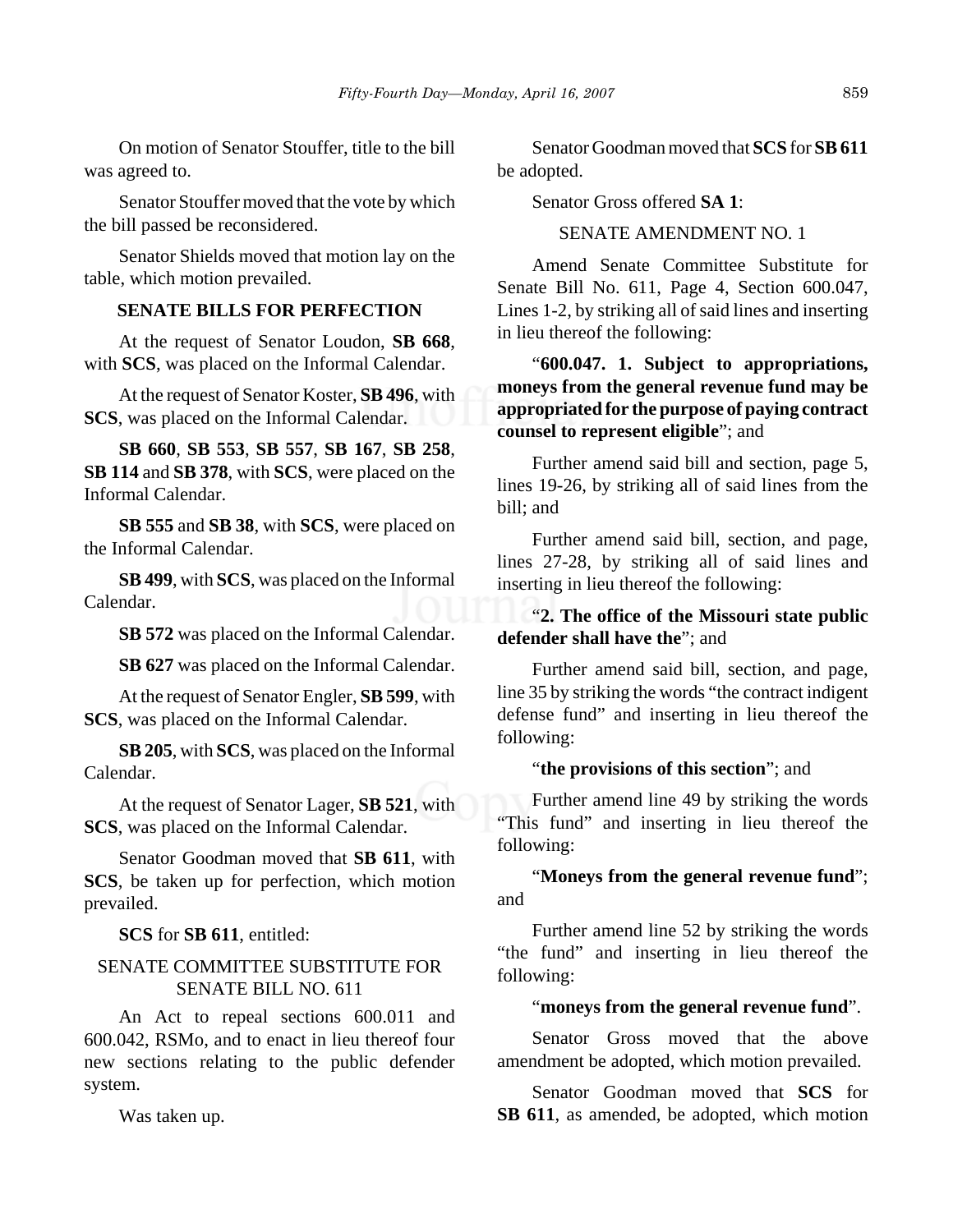On motion of Senator Stouffer, title to the bill was agreed to.

Senator Stouffer moved that the vote by which the bill passed be reconsidered.

Senator Shields moved that motion lay on the table, which motion prevailed.

## SENATE BILLS FOR PERFECTION

At the request of Senator Loudon, **SB 668**, with **SCS**, was placed on the Informal Calendar.

At the request of Senator Koster, **SB 496**, with **SCS**, was placed on the Informal Calendar.

**SB 660**, **SB 553**, **SB 557**, **SB 167**, **SB 258**, **SB 114** and **SB 378**, with **SCS**, were placed on the Informal Calendar.

**SB 555** and **SB 38**, with **SCS**, were placed on the Informal Calendar.

**SB 499**, with **SCS**, was placed on the Informal Calendar.

**SB 572** was placed on the Informal Calendar.

**SB 627** was placed on the Informal Calendar.

At the request of Senator Engler, **SB 599**, with **SCS**, was placed on the Informal Calendar.

**SB 205**, with **SCS**, was placed on the Informal Calendar.

At the request of Senator Lager, **SB 521**, with **SCS**, was placed on the Informal Calendar.

Senator Goodman moved that **SB 611**, with **SCS**, be taken up for perfection, which motion prevailed.

**SCS** for **SB 611**, entitled:

SENATE COMMITTEE SUBSTITUTE FOR SENATE BILL NO. 611

An Act to repeal sections 600.011 and 600.042, RSMo, and to enact in lieu thereof four new sections relating to the public defender system.

Was taken up.

Senator Goodman moved that **SCS** for **SB 611** be adopted.

Senator Gross offered **SA 1**:

SENATE AMENDMENT NO. 1

Amend Senate Committee Substitute for Senate Bill No. 611, Page 4, Section 600.047, Lines 1-2, by striking all of said lines and inserting in lieu thereof the following:

"**600.047. 1. Subject to appropriations, moneys from the general revenue fund may be appropriated for the purpose of paying contract counsel to represent eligible**"; and

Further amend said bill and section, page 5, lines 19-26, by striking all of said lines from the bill; and

Further amend said bill, section, and page, lines 27-28, by striking all of said lines and inserting in lieu thereof the following:

"**2. The office of the Missouri state public defender shall have the**"; and

Further amend said bill, section, and page, line 35 by striking the words "the contract indigent defense fund" and inserting in lieu thereof the following:

"**the provisions of this section**"; and

Further amend line 49 by striking the words "This fund" and inserting in lieu thereof the following:

"**Moneys from the general revenue fund**"; and

Further amend line 52 by striking the words "the fund" and inserting in lieu thereof the following:

"**moneys from the general revenue fund**".

Senator Gross moved that the above amendment be adopted, which motion prevailed.

Senator Goodman moved that **SCS** for **SB 611**, as amended, be adopted, which motion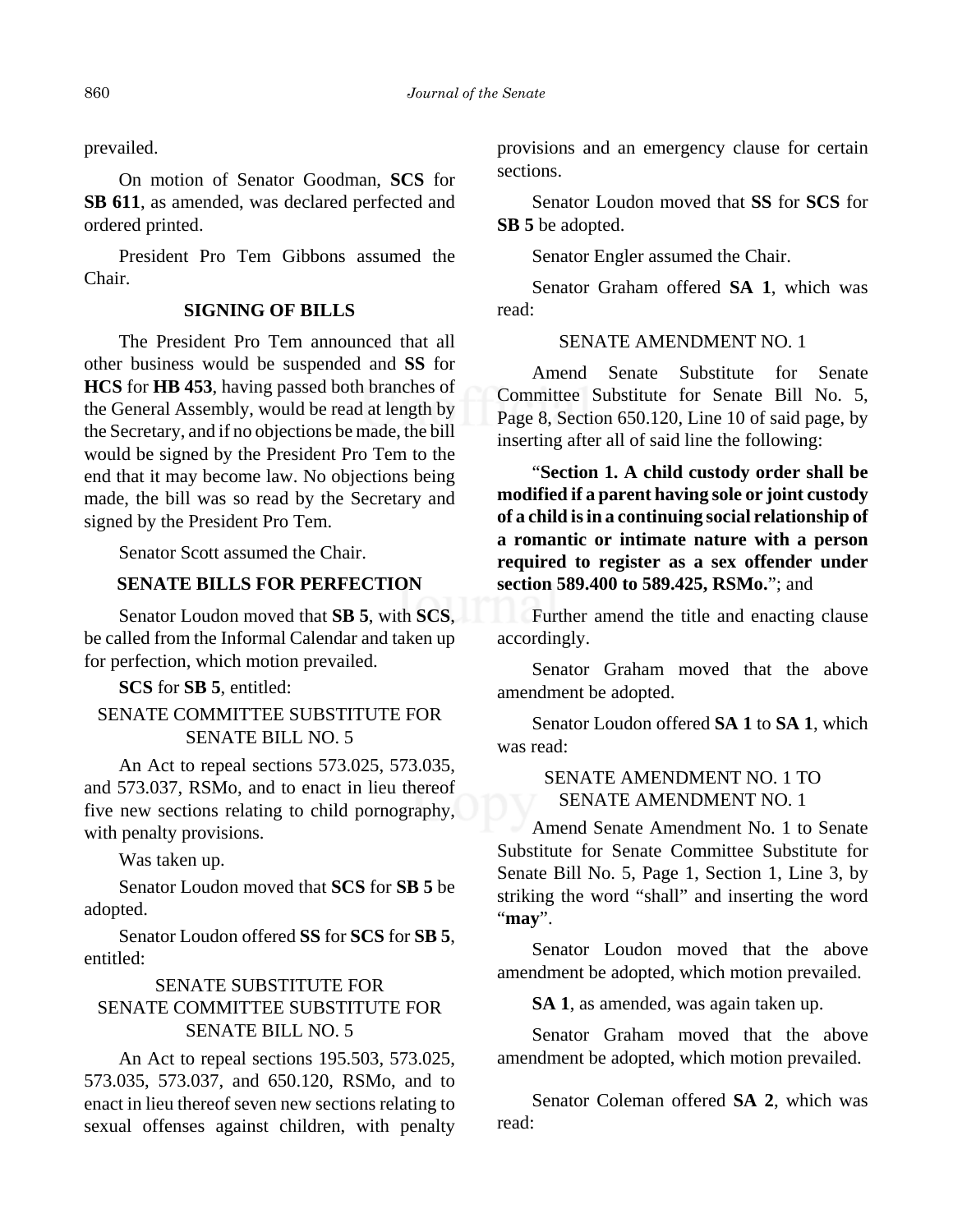prevailed.

On motion of Senator Goodman, **SCS** for **SB 611**, as amended, was declared perfected and ordered printed.

President Pro Tem Gibbons assumed the Chair.

## SIGNING OF BILLS

The President Pro Tem announced that all other business would be suspended and **SS** for **HCS** for **HB 453**, having passed both branches of the General Assembly, would be read at length by the Secretary, and if no objections be made, the bill would be signed by the President Pro Tem to the end that it may become law. No objections being made, the bill was so read by the Secretary and signed by the President Pro Tem.

Senator Scott assumed the Chair.

## SENATE BILLS FOR PERFECTION

Senator Loudon moved that **SB 5**, with **SCS**, be called from the Informal Calendar and taken up for perfection, which motion prevailed.

**SCS** for **SB 5**, entitled:

SENATE COMMITTEE SUBSTITUTE FOR SENATE BILL NO. 5

An Act to repeal sections 573.025, 573.035, and 573.037, RSMo, and to enact in lieu thereof five new sections relating to child pornography, with penalty provisions.

Was taken up.

Senator Loudon moved that **SCS** for **SB 5** be adopted.

Senator Loudon offered **SS** for **SCS** for **SB 5**, entitled:

SENATE SUBSTITUTE FOR SENATE COMMITTEE SUBSTITUTE FOR SENATE BILL NO. 5

An Act to repeal sections 195.503, 573.025, 573.035, 573.037, and 650.120, RSMo, and to enact in lieu thereof seven new sections relating to sexual offenses against children, with penalty provisions and an emergency clause for certain sections.

Senator Loudon moved that **SS** for **SCS** for **SB 5** be adopted.

Senator Engler assumed the Chair.

Senator Graham offered **SA 1**, which was read:

SENATE AMENDMENT NO. 1

Amend Senate Substitute for Senate Committee Substitute for Senate Bill No. 5, Page 8, Section 650.120, Line 10 of said page, by inserting after all of said line the following:

"**Section 1. A child custody order shall be modified if a parent having sole or joint custody of a child is in a continuing social relationship of a romantic or intimate nature with a person required to register as a sex offender under section 589.400 to 589.425, RSMo.**"; and

Further amend the title and enacting clause accordingly.

Senator Graham moved that the above amendment be adopted.

Senator Loudon offered **SA 1** to **SA 1**, which was read:

SENATE AMENDMENT NO. 1 TO SENATE AMENDMENT NO. 1

Amend Senate Amendment No. 1 to Senate Substitute for Senate Committee Substitute for Senate Bill No. 5, Page 1, Section 1, Line 3, by striking the word "shall" and inserting the word "**may**".

Senator Loudon moved that the above amendment be adopted, which motion prevailed.

**SA 1**, as amended, was again taken up.

Senator Graham moved that the above amendment be adopted, which motion prevailed.

Senator Coleman offered **SA 2**, which was read: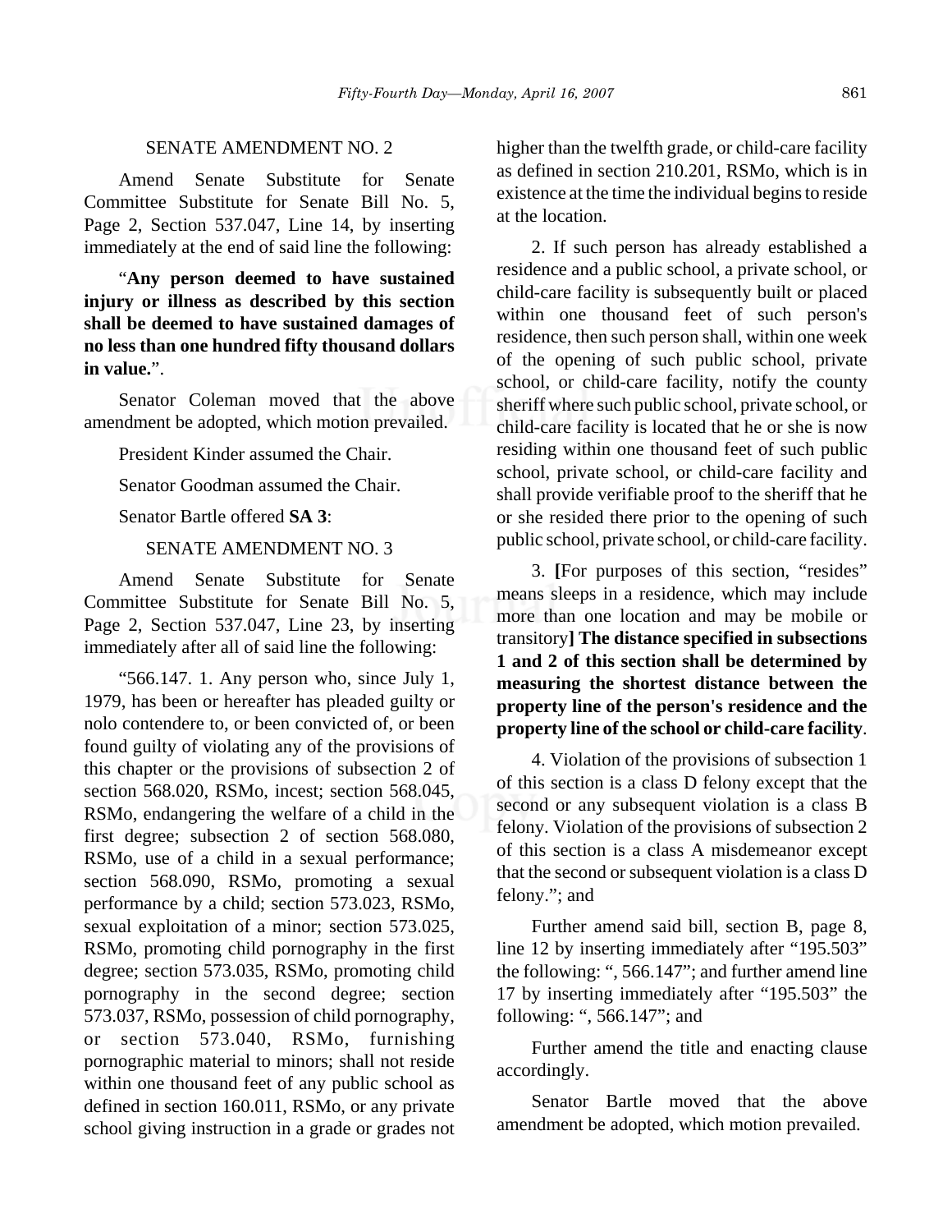SENATE AMENDMENT NO. 2

Amend Senate Substitute for Senate Committee Substitute for Senate Bill No. 5, Page 2, Section 537.047, Line 14, by inserting immediately at the end of said line the following:

"**Any person deemed to have sustained injury or illness as described by this section shall be deemed to have sustained damages of no less than one hundred fifty thousand dollars in value.**".

Senator Coleman moved that the above amendment be adopted, which motion prevailed.

President Kinder assumed the Chair.

Senator Goodman assumed the Chair.

Senator Bartle offered **SA 3**:

SENATE AMENDMENT NO. 3

Amend Senate Substitute for Senate Committee Substitute for Senate Bill No. 5, Page 2, Section 537.047, Line 23, by inserting immediately after all of said line the following:

"566.147. 1. Any person who, since July 1, 1979, has been or hereafter has pleaded guilty or nolo contendere to, or been convicted of, or been found guilty of violating any of the provisions of this chapter or the provisions of subsection 2 of section 568.020, RSMo, incest; section 568.045, RSMo, endangering the welfare of a child in the first degree; subsection 2 of section 568.080, RSMo, use of a child in a sexual performance; section 568.090, RSMo, promoting a sexual performance by a child; section 573.023, RSMo, sexual exploitation of a minor; section 573.025, RSMo, promoting child pornography in the first degree; section 573.035, RSMo, promoting child pornography in the second degree; section 573.037, RSMo, possession of child pornography, or section 573.040, RSMo, furnishing pornographic material to minors; shall not reside within one thousand feet of any public school as defined in section 160.011, RSMo, or any private school giving instruction in a grade or grades not higher than the twelfth grade, or child-care facility as defined in section 210.201, RSMo, which is in existence at the time the individual begins to reside at the location.

2. If such person has already established a residence and a public school, a private school, or child-care facility is subsequently built or placed within one thousand feet of such person's residence, then such person shall, within one week of the opening of such public school, private school, or child-care facility, notify the county sheriff where such public school, private school, or child-care facility is located that he or she is now residing within one thousand feet of such public school, private school, or child-care facility and shall provide verifiable proof to the sheriff that he or she resided there prior to the opening of such public school, private school, or child-care facility.

3. **[**For purposes of this section, "resides" means sleeps in a residence, which may include more than one location and may be mobile or transitory**] The distance specified in subsections 1 and 2 of this section shall be determined by measuring the shortest distance between the property line of the person's residence and the property line of the school or child-care facility**.

4. Violation of the provisions of subsection 1 of this section is a class D felony except that the second or any subsequent violation is a class B felony. Violation of the provisions of subsection 2 of this section is a class A misdemeanor except that the second or subsequent violation is a class D felony."; and

Further amend said bill, section B, page 8, line 12 by inserting immediately after "195.503" the following: ", 566.147"; and further amend line 17 by inserting immediately after "195.503" the following: ", 566.147"; and

Further amend the title and enacting clause accordingly.

Senator Bartle moved that the above amendment be adopted, which motion prevailed.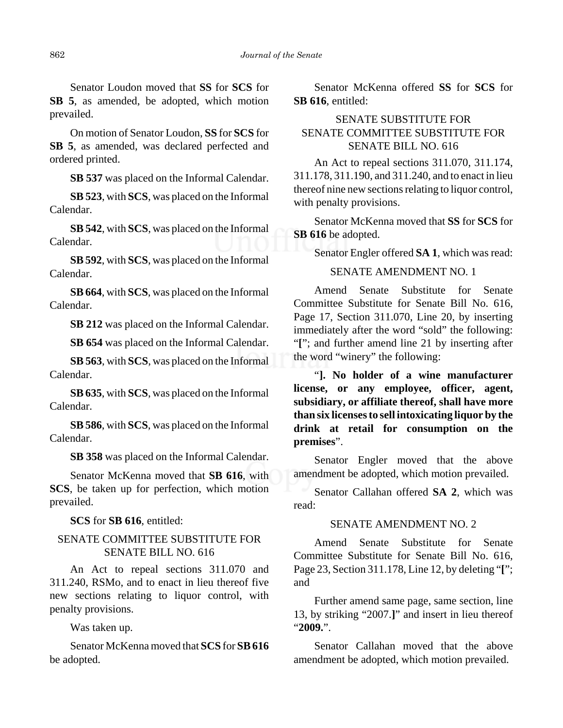Senator Loudon moved that **SS** for **SCS** for **SB 5**, as amended, be adopted, which motion prevailed.

On motion of Senator Loudon, **SS** for **SCS** for **SB 5**, as amended, was declared perfected and ordered printed.

**SB 537** was placed on the Informal Calendar.

**SB 523**, with **SCS**, was placed on the Informal Calendar.

**SB 542**, with **SCS**, was placed on the Informal Calendar.

**SB 592**, with **SCS**, was placed on the Informal Calendar.

**SB 664**, with **SCS**, was placed on the Informal Calendar.

**SB 212** was placed on the Informal Calendar.

**SB 654** was placed on the Informal Calendar.

**SB 563**, with **SCS**, was placed on the Informal Calendar.

**SB 635**, with **SCS**, was placed on the Informal Calendar.

**SB 586**, with **SCS**, was placed on the Informal Calendar.

**SB 358** was placed on the Informal Calendar.

Senator McKenna moved that **SB 616**, with **SCS**, be taken up for perfection, which motion prevailed.

**SCS** for **SB 616**, entitled:

SENATE COMMITTEE SUBSTITUTE FOR SENATE BILL NO. 616

An Act to repeal sections 311.070 and 311.240, RSMo, and to enact in lieu thereof five new sections relating to liquor control, with penalty provisions.

Was taken up.

Senator McKenna moved that **SCS** for **SB 616** be adopted.

Senator McKenna offered **SS** for **SCS** for **SB 616**, entitled:

SENATE SUBSTITUTE FOR SENATE COMMITTEE SUBSTITUTE FOR SENATE BILL NO. 616

An Act to repeal sections 311.070, 311.174, 311.178, 311.190, and 311.240, and to enact in lieu thereof nine new sections relating to liquor control, with penalty provisions.

Senator McKenna moved that **SS** for **SCS** for **SB 616** be adopted.

Senator Engler offered **SA 1**, which was read:

SENATE AMENDMENT NO. 1

Amend Senate Substitute for Senate Committee Substitute for Senate Bill No. 616, Page 17, Section 311.070, Line 20, by inserting immediately after the word "sold" the following: "**[**"; and further amend line 21 by inserting after the word "winery" the following:

"**]. No holder of a wine manufacturer license, or any employee, officer, agent, subsidiary, or affiliate thereof, shall have more than six licenses to sell intoxicating liquor by the drink at retail for consumption on the premises**".

Senator Engler moved that the above amendment be adopted, which motion prevailed.

Senator Callahan offered **SA 2**, which was read:

SENATE AMENDMENT NO. 2

Amend Senate Substitute for Senate Committee Substitute for Senate Bill No. 616, Page 23, Section 311.178, Line 12, by deleting "**[**"; and

Further amend same page, same section, line 13, by striking "2007.**]**" and insert in lieu thereof "**2009.**".

Senator Callahan moved that the above amendment be adopted, which motion prevailed.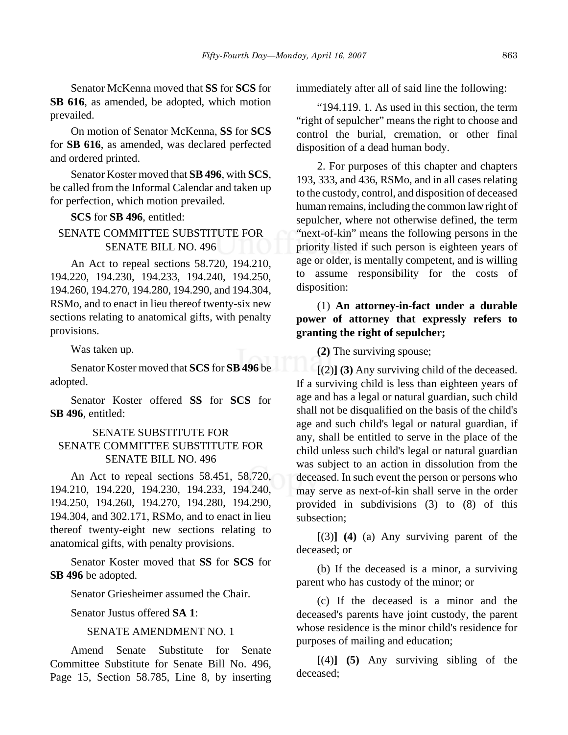Senator McKenna moved that **SS** for **SCS** for **SB 616**, as amended, be adopted, which motion prevailed.

On motion of Senator McKenna, **SS** for **SCS** for **SB 616**, as amended, was declared perfected and ordered printed.

Senator Koster moved that **SB 496**, with **SCS**, be called from the Informal Calendar and taken up for perfection, which motion prevailed.

**SCS** for **SB 496**, entitled:

SENATE COMMITTEE SUBSTITUTE FOR SENATE BILL NO. 496

An Act to repeal sections 58.720, 194.210, 194.220, 194.230, 194.233, 194.240, 194.250, 194.260, 194.270, 194.280, 194.290, and 194.304, RSMo, and to enact in lieu thereof twenty-six new sections relating to anatomical gifts, with penalty provisions.

Was taken up.

Senator Koster moved that **SCS** for **SB 496** be adopted.

Senator Koster offered **SS** for **SCS** for **SB 496**, entitled:

SENATE SUBSTITUTE FOR SENATE COMMITTEE SUBSTITUTE FOR SENATE BILL NO. 496

An Act to repeal sections 58.451, 58.720, 194.210, 194.220, 194.230, 194.233, 194.240, 194.250, 194.260, 194.270, 194.280, 194.290, 194.304, and 302.171, RSMo, and to enact in lieu thereof twenty-eight new sections relating to anatomical gifts, with penalty provisions.

Senator Koster moved that **SS** for **SCS** for **SB 496** be adopted.

Senator Griesheimer assumed the Chair.

Senator Justus offered **SA 1**:

SENATE AMENDMENT NO. 1

Amend Senate Substitute for Senate Committee Substitute for Senate Bill No. 496, Page 15, Section 58.785, Line 8, by inserting immediately after all of said line the following:

"194.119. 1. As used in this section, the term "right of sepulcher" means the right to choose and control the burial, cremation, or other final disposition of a dead human body.

2. For purposes of this chapter and chapters 193, 333, and 436, RSMo, and in all cases relating to the custody, control, and disposition of deceased human remains, including the common law right of sepulcher, where not otherwise defined, the term "next-of-kin" means the following persons in the priority listed if such person is eighteen years of age or older, is mentally competent, and is willing to assume responsibility for the costs of disposition:

(1) **An attorney-in-fact under a durable power of attorney that expressly refers to granting the right of sepulcher;**

**(2)** The surviving spouse;

**[**(2)**] (3)** Any surviving child of the deceased. If a surviving child is less than eighteen years of age and has a legal or natural guardian, such child shall not be disqualified on the basis of the child's age and such child's legal or natural guardian, if any, shall be entitled to serve in the place of the child unless such child's legal or natural guardian was subject to an action in dissolution from the deceased. In such event the person or persons who may serve as next-of-kin shall serve in the order provided in subdivisions (3) to (8) of this subsection;

**[**(3)**] (4)** (a) Any surviving parent of the deceased; or

(b) If the deceased is a minor, a surviving parent who has custody of the minor; or

(c) If the deceased is a minor and the deceased's parents have joint custody, the parent whose residence is the minor child's residence for purposes of mailing and education;

**[**(4)**] (5)** Any surviving sibling of the deceased;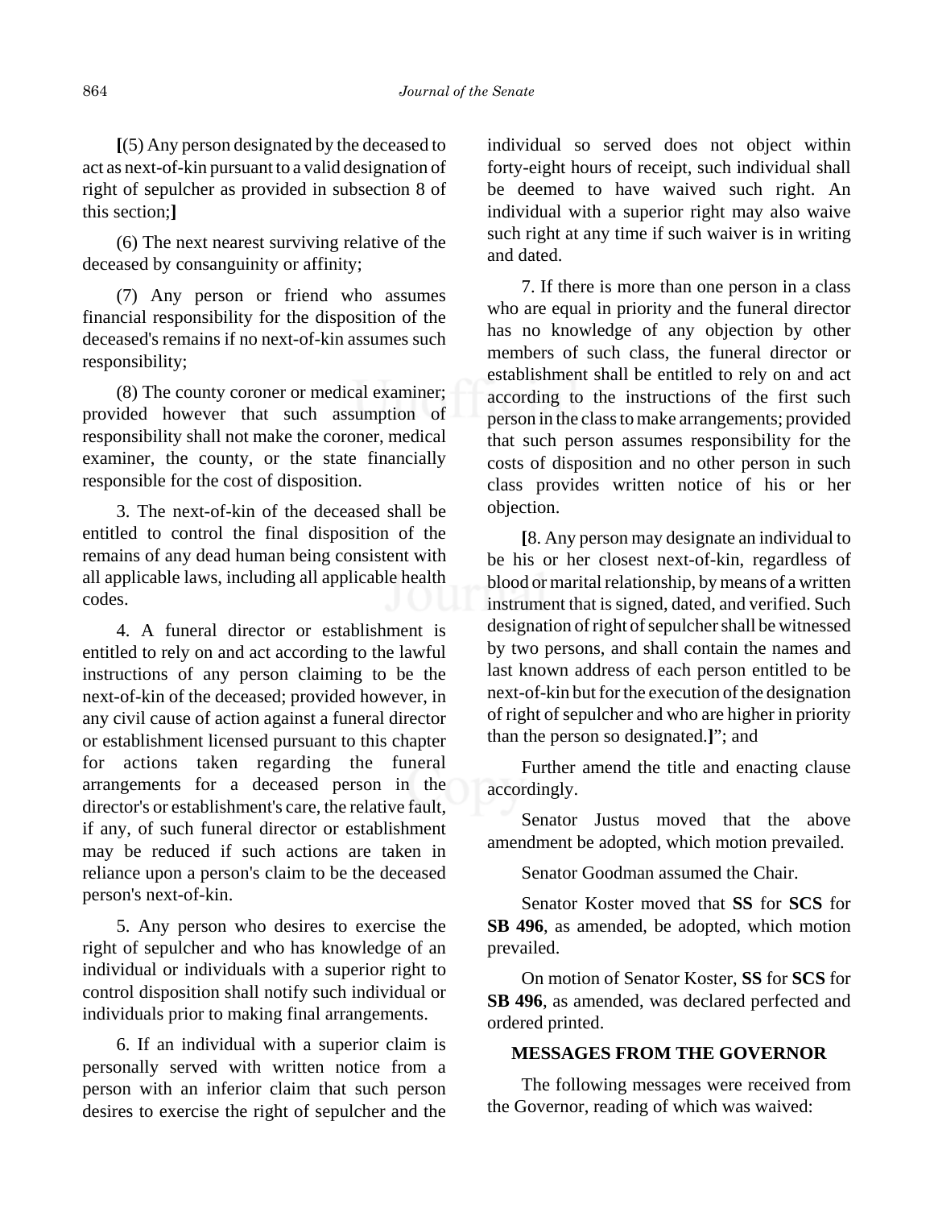**[**(5) Any person designated by the deceased to act as next-of-kin pursuant to a valid designation of right of sepulcher as provided in subsection 8 of this section;**]**

(6) The next nearest surviving relative of the deceased by consanguinity or affinity;

(7) Any person or friend who assumes financial responsibility for the disposition of the deceased's remains if no next-of-kin assumes such responsibility;

(8) The county coroner or medical examiner; provided however that such assumption of responsibility shall not make the coroner, medical examiner, the county, or the state financially responsible for the cost of disposition.

3. The next-of-kin of the deceased shall be entitled to control the final disposition of the remains of any dead human being consistent with all applicable laws, including all applicable health codes.

4. A funeral director or establishment is entitled to rely on and act according to the lawful instructions of any person claiming to be the next-of-kin of the deceased; provided however, in any civil cause of action against a funeral director or establishment licensed pursuant to this chapter for actions taken regarding the funeral arrangements for a deceased person in the director's or establishment's care, the relative fault, if any, of such funeral director or establishment may be reduced if such actions are taken in reliance upon a person's claim to be the deceased person's next-of-kin.

5. Any person who desires to exercise the right of sepulcher and who has knowledge of an individual or individuals with a superior right to control disposition shall notify such individual or individuals prior to making final arrangements.

6. If an individual with a superior claim is personally served with written notice from a person with an inferior claim that such person desires to exercise the right of sepulcher and the individual so served does not object within forty-eight hours of receipt, such individual shall be deemed to have waived such right. An individual with a superior right may also waive such right at any time if such waiver is in writing and dated.

7. If there is more than one person in a class who are equal in priority and the funeral director has no knowledge of any objection by other members of such class, the funeral director or establishment shall be entitled to rely on and act according to the instructions of the first such person in the class to make arrangements; provided that such person assumes responsibility for the costs of disposition and no other person in such class provides written notice of his or her objection.

**[**8. Any person may designate an individual to be his or her closest next-of-kin, regardless of blood or marital relationship, by means of a written instrument that is signed, dated, and verified. Such designation of right of sepulcher shall be witnessed by two persons, and shall contain the names and last known address of each person entitled to be next-of-kin but for the execution of the designation of right of sepulcher and who are higher in priority than the person so designated.**]**"; and

Further amend the title and enacting clause accordingly.

Senator Justus moved that the above amendment be adopted, which motion prevailed.

Senator Goodman assumed the Chair.

Senator Koster moved that **SS** for **SCS** for **SB 496**, as amended, be adopted, which motion prevailed.

On motion of Senator Koster, **SS** for **SCS** for **SB 496**, as amended, was declared perfected and ordered printed.

## MESSAGES FROM THE GOVERNOR

The following messages were received from the Governor, reading of which was waived: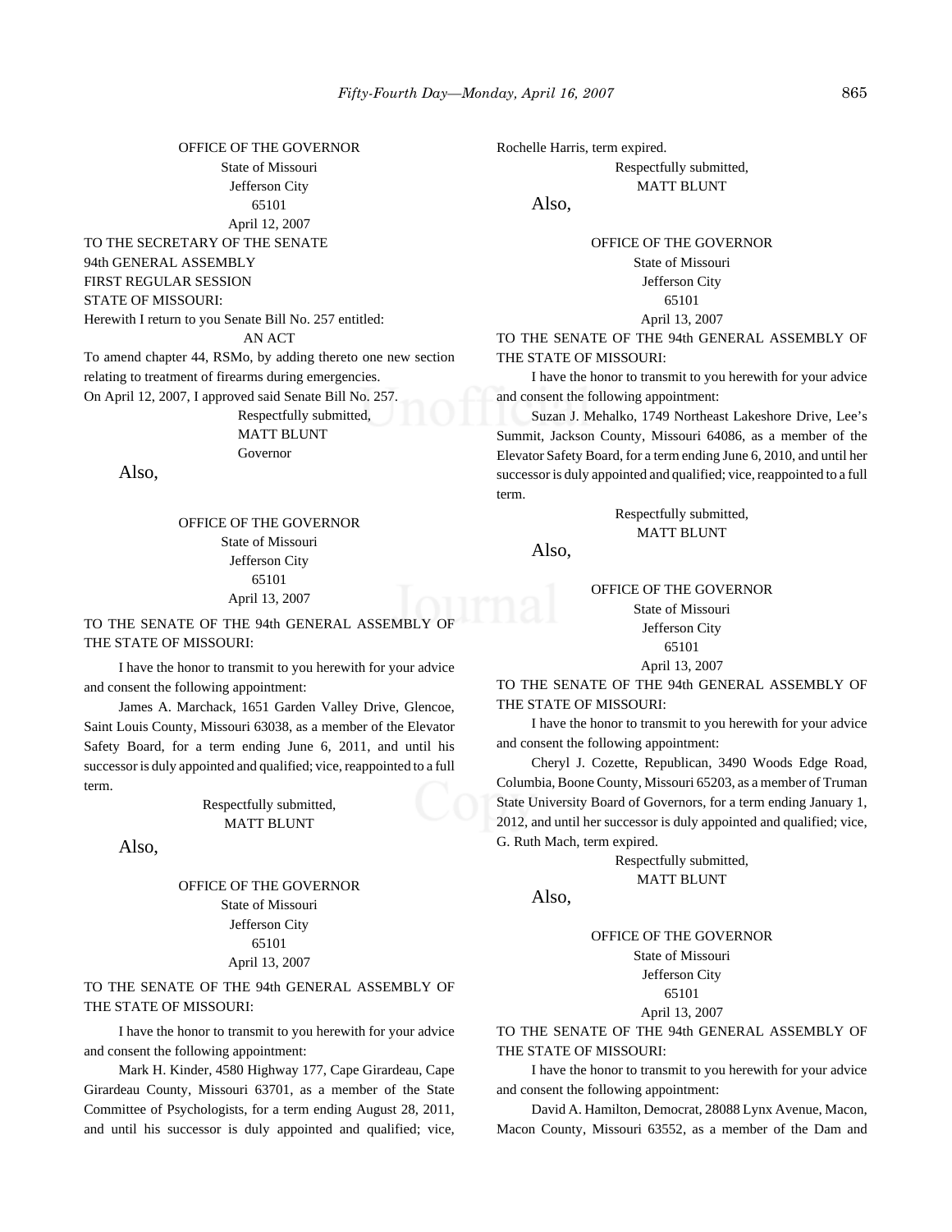OFFICE OF THE GOVERNOR
State of Missouri
Jefferson City
65101
April 12, 2007

TO THE SECRETARY OF THE SENATE
94th GENERAL ASSEMBLY
FIRST REGULAR SESSION
STATE OF MISSOURI:

Herewith I return to you Senate Bill No. 257 entitled:

AN ACT

To amend chapter 44, RSMo, by adding thereto one new section relating to treatment of firearms during emergencies.

On April 12, 2007, I approved said Senate Bill No. 257.

Respectfully submitted,
MATT BLUNT
Governor

Also,

OFFICE OF THE GOVERNOR
State of Missouri
Jefferson City
65101
April 13, 2007

TO THE SENATE OF THE 94th GENERAL ASSEMBLY OF THE STATE OF MISSOURI:

I have the honor to transmit to you herewith for your advice and consent the following appointment:

James A. Marchack, 1651 Garden Valley Drive, Glencoe, Saint Louis County, Missouri 63038, as a member of the Elevator Safety Board, for a term ending June 6, 2011, and until his successor is duly appointed and qualified; vice, reappointed to a full term.

Respectfully submitted,
MATT BLUNT

Also,

OFFICE OF THE GOVERNOR
State of Missouri
Jefferson City
65101
April 13, 2007

TO THE SENATE OF THE 94th GENERAL ASSEMBLY OF THE STATE OF MISSOURI:

I have the honor to transmit to you herewith for your advice and consent the following appointment:

Mark H. Kinder, 4580 Highway 177, Cape Girardeau, Cape Girardeau County, Missouri 63701, as a member of the State Committee of Psychologists, for a term ending August 28, 2011, and until his successor is duly appointed and qualified; vice, Rochelle Harris, term expired.

Respectfully submitted,
MATT BLUNT

Also,

OFFICE OF THE GOVERNOR
State of Missouri
Jefferson City
65101
April 13, 2007

TO THE SENATE OF THE 94th GENERAL ASSEMBLY OF THE STATE OF MISSOURI:

I have the honor to transmit to you herewith for your advice and consent the following appointment:

Suzan J. Mehalko, 1749 Northeast Lakeshore Drive, Lee's Summit, Jackson County, Missouri 64086, as a member of the Elevator Safety Board, for a term ending June 6, 2010, and until her successor is duly appointed and qualified; vice, reappointed to a full term.

Respectfully submitted,
MATT BLUNT

Also,

OFFICE OF THE GOVERNOR
State of Missouri
Jefferson City
65101
April 13, 2007

TO THE SENATE OF THE 94th GENERAL ASSEMBLY OF THE STATE OF MISSOURI:

I have the honor to transmit to you herewith for your advice and consent the following appointment:

Cheryl J. Cozette, Republican, 3490 Woods Edge Road, Columbia, Boone County, Missouri 65203, as a member of Truman State University Board of Governors, for a term ending January 1, 2012, and until her successor is duly appointed and qualified; vice, G. Ruth Mach, term expired.

Respectfully submitted,
MATT BLUNT

Also,

OFFICE OF THE GOVERNOR
State of Missouri
Jefferson City
65101
April 13, 2007

TO THE SENATE OF THE 94th GENERAL ASSEMBLY OF THE STATE OF MISSOURI:

I have the honor to transmit to you herewith for your advice and consent the following appointment:

David A. Hamilton, Democrat, 28088 Lynx Avenue, Macon, Macon County, Missouri 63552, as a member of the Dam and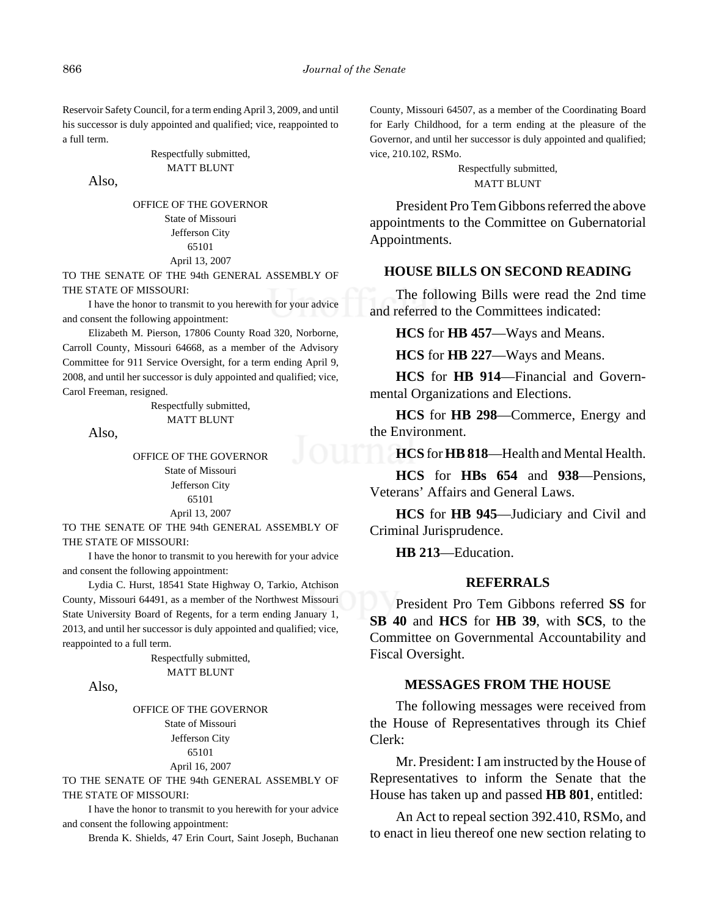Reservoir Safety Council, for a term ending April 3, 2009, and until his successor is duly appointed and qualified; vice, reappointed to a full term.

Respectfully submitted,
MATT BLUNT

Also,

OFFICE OF THE GOVERNOR
State of Missouri
Jefferson City
65101
April 13, 2007

TO THE SENATE OF THE 94th GENERAL ASSEMBLY OF THE STATE OF MISSOURI:

I have the honor to transmit to you herewith for your advice and consent the following appointment:

Elizabeth M. Pierson, 17806 County Road 320, Norborne, Carroll County, Missouri 64668, as a member of the Advisory Committee for 911 Service Oversight, for a term ending April 9, 2008, and until her successor is duly appointed and qualified; vice, Carol Freeman, resigned.

Respectfully submitted,
MATT BLUNT

Also,

OFFICE OF THE GOVERNOR
State of Missouri
Jefferson City
65101
April 13, 2007

TO THE SENATE OF THE 94th GENERAL ASSEMBLY OF THE STATE OF MISSOURI:

I have the honor to transmit to you herewith for your advice and consent the following appointment:

Lydia C. Hurst, 18541 State Highway O, Tarkio, Atchison County, Missouri 64491, as a member of the Northwest Missouri State University Board of Regents, for a term ending January 1, 2013, and until her successor is duly appointed and qualified; vice, reappointed to a full term.

Respectfully submitted,
MATT BLUNT

Also,

OFFICE OF THE GOVERNOR
State of Missouri
Jefferson City
65101
April 16, 2007

TO THE SENATE OF THE 94th GENERAL ASSEMBLY OF THE STATE OF MISSOURI:

I have the honor to transmit to you herewith for your advice and consent the following appointment:

Brenda K. Shields, 47 Erin Court, Saint Joseph, Buchanan County, Missouri 64507, as a member of the Coordinating Board for Early Childhood, for a term ending at the pleasure of the Governor, and until her successor is duly appointed and qualified; vice, 210.102, RSMo.

Respectfully submitted,
MATT BLUNT

President Pro Tem Gibbons referred the above appointments to the Committee on Gubernatorial Appointments.

## HOUSE BILLS ON SECOND READING

The following Bills were read the 2nd time and referred to the Committees indicated:

**HCS** for **HB 457**—Ways and Means.

**HCS** for **HB 227**—Ways and Means.

**HCS** for **HB 914**—Financial and Governmental Organizations and Elections.

**HCS** for **HB 298**—Commerce, Energy and the Environment.

**HCS** for **HB 818**—Health and Mental Health.

**HCS** for **HBs 654** and **938**—Pensions, Veterans' Affairs and General Laws.

**HCS** for **HB 945**—Judiciary and Civil and Criminal Jurisprudence.

**HB 213**—Education.

## REFERRALS

President Pro Tem Gibbons referred **SS** for **SB 40** and **HCS** for **HB 39**, with **SCS**, to the Committee on Governmental Accountability and Fiscal Oversight.

## MESSAGES FROM THE HOUSE

The following messages were received from the House of Representatives through its Chief Clerk:

Mr. President: I am instructed by the House of Representatives to inform the Senate that the House has taken up and passed **HB 801**, entitled:

An Act to repeal section 392.410, RSMo, and to enact in lieu thereof one new section relating to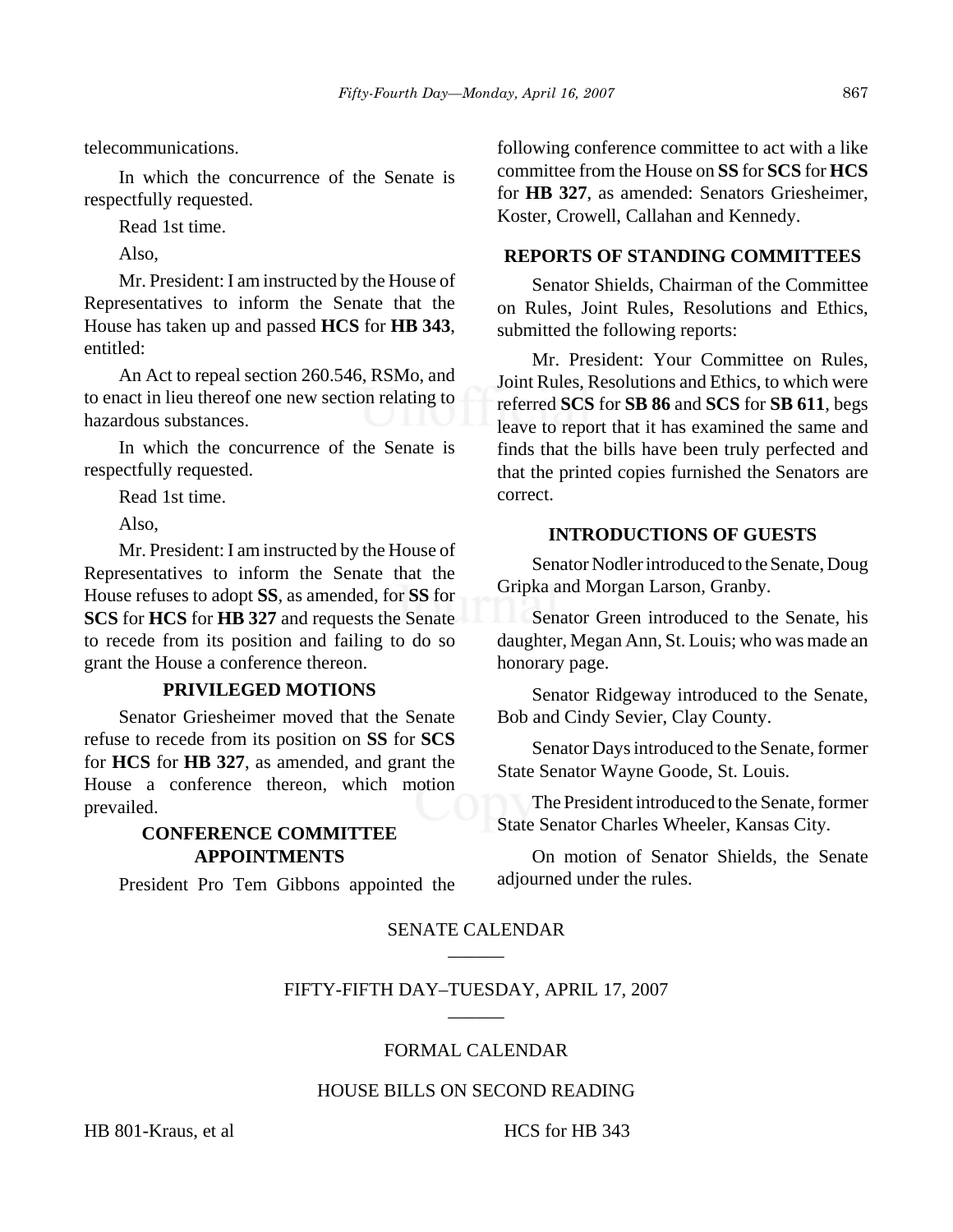telecommunications.

In which the concurrence of the Senate is respectfully requested.

Read 1st time.

Also,

Mr. President: I am instructed by the House of Representatives to inform the Senate that the House has taken up and passed **HCS** for **HB 343**, entitled:

An Act to repeal section 260.546, RSMo, and to enact in lieu thereof one new section relating to hazardous substances.

In which the concurrence of the Senate is respectfully requested.

Read 1st time.

Also,

Mr. President: I am instructed by the House of Representatives to inform the Senate that the House refuses to adopt **SS**, as amended, for **SS** for **SCS** for **HCS** for **HB 327** and requests the Senate to recede from its position and failing to do so grant the House a conference thereon.

**PRIVILEGED MOTIONS**

Senator Griesheimer moved that the Senate refuse to recede from its position on **SS** for **SCS** for **HCS** for **HB 327**, as amended, and grant the House a conference thereon, which motion prevailed.

**CONFERENCE COMMITTEE APPOINTMENTS**

President Pro Tem Gibbons appointed the following conference committee to act with a like committee from the House on **SS** for **SCS** for **HCS** for **HB 327**, as amended: Senators Griesheimer, Koster, Crowell, Callahan and Kennedy.

**REPORTS OF STANDING COMMITTEES**

Senator Shields, Chairman of the Committee on Rules, Joint Rules, Resolutions and Ethics, submitted the following reports:

Mr. President: Your Committee on Rules, Joint Rules, Resolutions and Ethics, to which were referred **SCS** for **SB 86** and **SCS** for **SB 611**, begs leave to report that it has examined the same and finds that the bills have been truly perfected and that the printed copies furnished the Senators are correct.

**INTRODUCTIONS OF GUESTS**

Senator Nodler introduced to the Senate, Doug Gripka and Morgan Larson, Granby.

Senator Green introduced to the Senate, his daughter, Megan Ann, St. Louis; who was made an honorary page.

Senator Ridgeway introduced to the Senate, Bob and Cindy Sevier, Clay County.

Senator Days introduced to the Senate, former State Senator Wayne Goode, St. Louis.

The President introduced to the Senate, former State Senator Charles Wheeler, Kansas City.

On motion of Senator Shields, the Senate adjourned under the rules.

SENATE CALENDAR

FIFTY-FIFTH DAY–TUESDAY, APRIL 17, 2007

FORMAL CALENDAR

HOUSE BILLS ON SECOND READING

HB 801-Kraus, et al

HCS for HB 343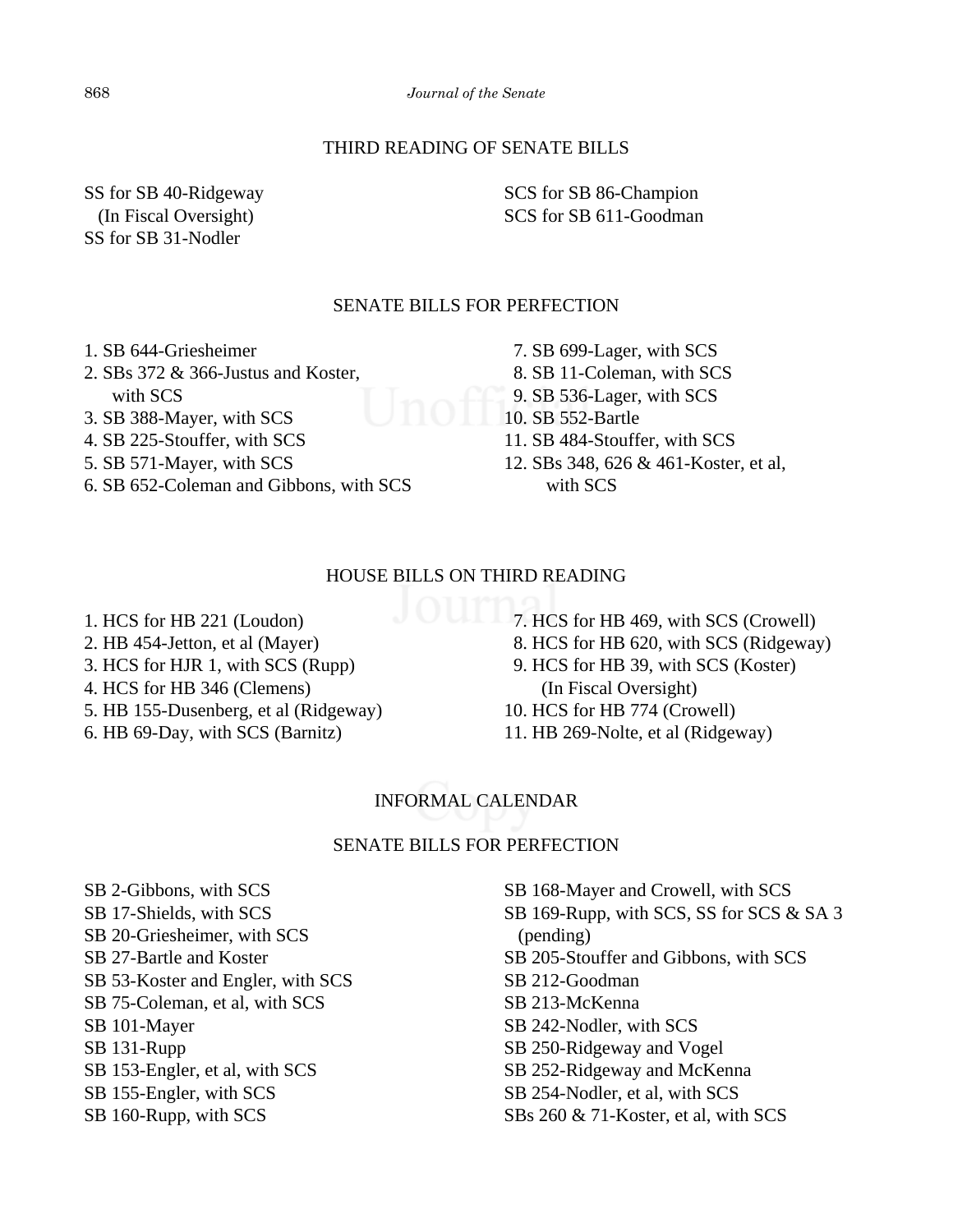## THIRD READING OF SENATE BILLS

SS for SB 40-Ridgeway
(In Fiscal Oversight)
SS for SB 31-Nodler
SCS for SB 86-Champion
SCS for SB 611-Goodman

## SENATE BILLS FOR PERFECTION

1. SB 644-Griesheimer
2. SBs 372 & 366-Justus and Koster, with SCS
3. SB 388-Mayer, with SCS
4. SB 225-Stouffer, with SCS
5. SB 571-Mayer, with SCS
6. SB 652-Coleman and Gibbons, with SCS
7. SB 699-Lager, with SCS
8. SB 11-Coleman, with SCS
9. SB 536-Lager, with SCS
10. SB 552-Bartle
11. SB 484-Stouffer, with SCS
12. SBs 348, 626 & 461-Koster, et al, with SCS

## HOUSE BILLS ON THIRD READING

1. HCS for HB 221 (Loudon)
2. HB 454-Jetton, et al (Mayer)
3. HCS for HJR 1, with SCS (Rupp)
4. HCS for HB 346 (Clemens)
5. HB 155-Dusenberg, et al (Ridgeway)
6. HB 69-Day, with SCS (Barnitz)
7. HCS for HB 469, with SCS (Crowell)
8. HCS for HB 620, with SCS (Ridgeway)
9. HCS for HB 39, with SCS (Koster) (In Fiscal Oversight)
10. HCS for HB 774 (Crowell)
11. HB 269-Nolte, et al (Ridgeway)

## INFORMAL CALENDAR

## SENATE BILLS FOR PERFECTION

SB 2-Gibbons, with SCS
SB 17-Shields, with SCS
SB 20-Griesheimer, with SCS
SB 27-Bartle and Koster
SB 53-Koster and Engler, with SCS
SB 75-Coleman, et al, with SCS
SB 101-Mayer
SB 131-Rupp
SB 153-Engler, et al, with SCS
SB 155-Engler, with SCS
SB 160-Rupp, with SCS
SB 168-Mayer and Crowell, with SCS
SB 169-Rupp, with SCS, SS for SCS & SA 3 (pending)
SB 205-Stouffer and Gibbons, with SCS
SB 212-Goodman
SB 213-McKenna
SB 242-Nodler, with SCS
SB 250-Ridgeway and Vogel
SB 252-Ridgeway and McKenna
SB 254-Nodler, et al, with SCS
SBs 260 & 71-Koster, et al, with SCS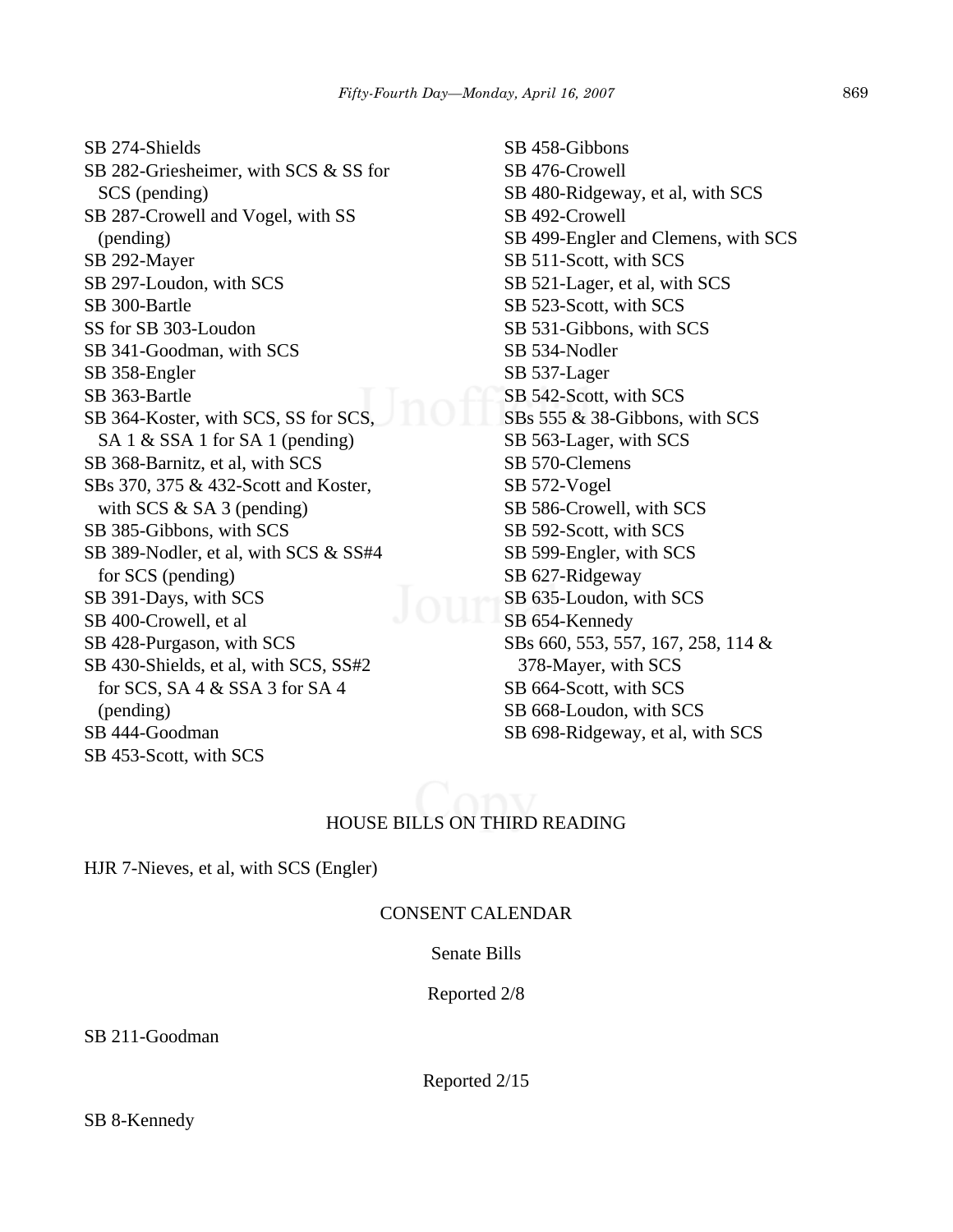SB 274-Shields
SB 282-Griesheimer, with SCS & SS for SCS (pending)
SB 287-Crowell and Vogel, with SS (pending)
SB 292-Mayer
SB 297-Loudon, with SCS
SB 300-Bartle
SS for SB 303-Loudon
SB 341-Goodman, with SCS
SB 358-Engler
SB 363-Bartle
SB 364-Koster, with SCS, SS for SCS, SA 1 & SSA 1 for SA 1 (pending)
SB 368-Barnitz, et al, with SCS
SBs 370, 375 & 432-Scott and Koster, with SCS & SA 3 (pending)
SB 385-Gibbons, with SCS
SB 389-Nodler, et al, with SCS & SS#4 for SCS (pending)
SB 391-Days, with SCS
SB 400-Crowell, et al
SB 428-Purgason, with SCS
SB 430-Shields, et al, with SCS, SS#2 for SCS, SA 4 & SSA 3 for SA 4 (pending)
SB 444-Goodman
SB 453-Scott, with SCS
SB 458-Gibbons
SB 476-Crowell
SB 480-Ridgeway, et al, with SCS
SB 492-Crowell
SB 499-Engler and Clemens, with SCS
SB 511-Scott, with SCS
SB 521-Lager, et al, with SCS
SB 523-Scott, with SCS
SB 531-Gibbons, with SCS
SB 534-Nodler
SB 537-Lager
SB 542-Scott, with SCS
SBs 555 & 38-Gibbons, with SCS
SB 563-Lager, with SCS
SB 570-Clemens
SB 572-Vogel
SB 586-Crowell, with SCS
SB 592-Scott, with SCS
SB 599-Engler, with SCS
SB 627-Ridgeway
SB 635-Loudon, with SCS
SB 654-Kennedy
SBs 660, 553, 557, 167, 258, 114 & 378-Mayer, with SCS
SB 664-Scott, with SCS
SB 668-Loudon, with SCS
SB 698-Ridgeway, et al, with SCS

## HOUSE BILLS ON THIRD READING

HJR 7-Nieves, et al, with SCS (Engler)

## CONSENT CALENDAR

### Senate Bills

Reported 2/8

SB 211-Goodman

Reported 2/15

SB 8-Kennedy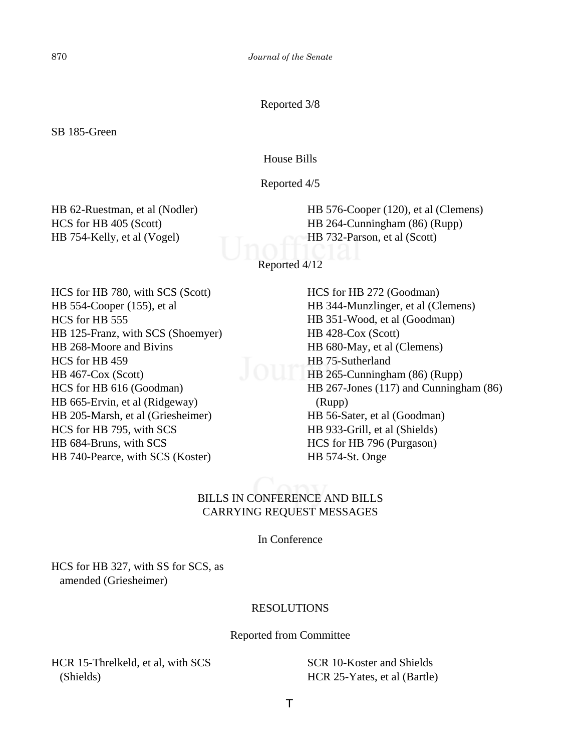Reported 3/8

SB 185-Green

House Bills

Reported 4/5

HB 62-Ruestman, et al (Nodler)
HCS for HB 405 (Scott)
HB 754-Kelly, et al (Vogel)
HB 576-Cooper (120), et al (Clemens)
HB 264-Cunningham (86) (Rupp)
HB 732-Parson, et al (Scott)

Reported 4/12

HCS for HB 780, with SCS (Scott)
HB 554-Cooper (155), et al
HCS for HB 555
HB 125-Franz, with SCS (Shoemyer)
HB 268-Moore and Bivins
HCS for HB 459
HB 467-Cox (Scott)
HCS for HB 616 (Goodman)
HB 665-Ervin, et al (Ridgeway)
HB 205-Marsh, et al (Griesheimer)
HCS for HB 795, with SCS
HB 684-Bruns, with SCS
HB 740-Pearce, with SCS (Koster)
HCS for HB 272 (Goodman)
HB 344-Munzlinger, et al (Clemens)
HB 351-Wood, et al (Goodman)
HB 428-Cox (Scott)
HB 680-May, et al (Clemens)
HB 75-Sutherland
HB 265-Cunningham (86) (Rupp)
HB 267-Jones (117) and Cunningham (86) (Rupp)
HB 56-Sater, et al (Goodman)
HB 933-Grill, et al (Shields)
HCS for HB 796 (Purgason)
HB 574-St. Onge

BILLS IN CONFERENCE AND BILLS CARRYING REQUEST MESSAGES

In Conference

HCS for HB 327, with SS for SCS, as amended (Griesheimer)

RESOLUTIONS

Reported from Committee

HCR 15-Threlkeld, et al, with SCS (Shields)
SCR 10-Koster and Shields
HCR 25-Yates, et al (Bartle)

T